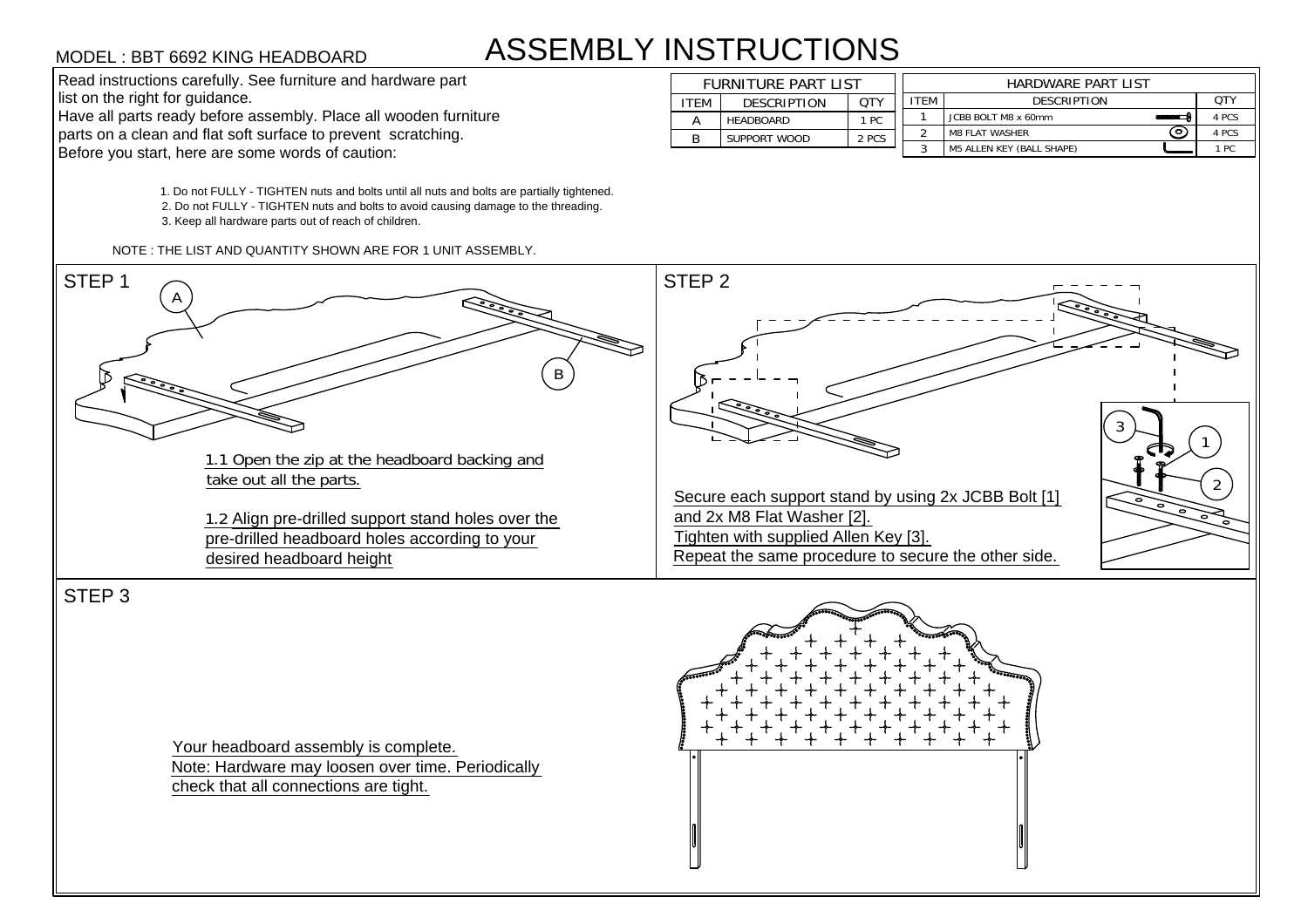MODEL : BBT 6692 KING HEADBOARD

# ASSEMBLY INSTRUCTIONS

Read instructions carefully. See furniture and hardware part list on the right for guidance.
Have all parts ready before assembly. Place all wooden furniture parts on a clean and flat soft surface to prevent scratching.
Before you start, here are some words of caution:

1. Do not FULLY - TIGHTEN nuts and bolts until all nuts and bolts are partially tightened.
2. Do not FULLY - TIGHTEN nuts and bolts to avoid causing damage to the threading.
3. Keep all hardware parts out of reach of children.

NOTE : THE LIST AND QUANTITY SHOWN ARE FOR 1 UNIT ASSEMBLY.

| FURNITURE PART LIST | | |
|---|---|---|
| ITEM | DESCRIPTION | QTY |
| A | HEADBOARD | 1 PC |
| B | SUPPORT WOOD | 2 PCS |

| HARDWARE PART LIST | | |
|---|---|---|
| ITEM | DESCRIPTION | QTY |
| 1 | JCBB BOLT M8 x 60mm | 4 PCS |
| 2 | M8 FLAT WASHER | 4 PCS |
| 3 | M5 ALLEN KEY (BALL SHAPE) | 1 PC |

## STEP 1

A

B

1.1 Open the zip at the headboard backing and take out all the parts.

1.2 Align pre-drilled support stand holes over the pre-drilled headboard holes according to your desired headboard height

## STEP 2

3

1

2

Secure each support stand by using 2x JCBB Bolt [1] and 2x M8 Flat Washer [2].
Tighten with supplied Allen Key [3].
Repeat the same procedure to secure the other side.

## STEP 3

Your headboard assembly is complete.
Note: Hardware may loosen over time. Periodically check that all connections are tight.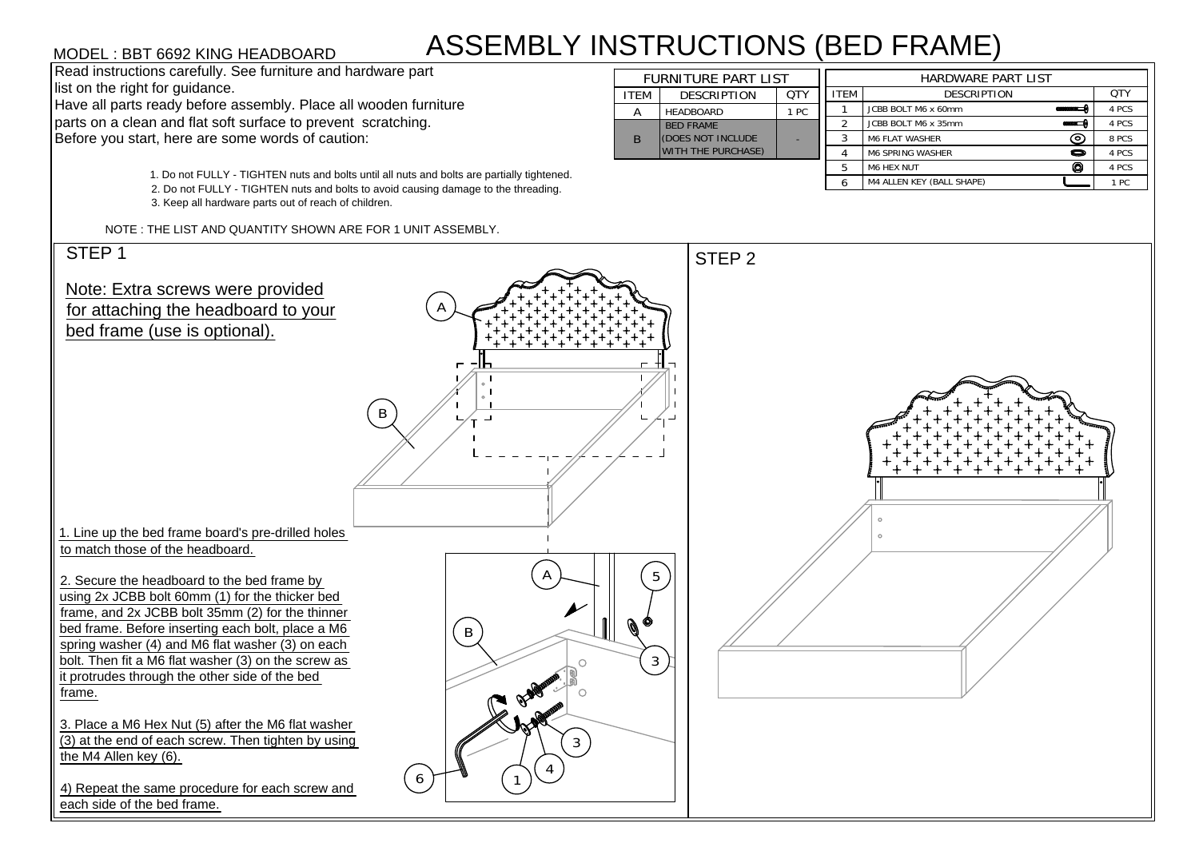MODEL : BBT 6692 KING HEADBOARD

# ASSEMBLY INSTRUCTIONS (BED FRAME)

Read instructions carefully. See furniture and hardware part list on the right for guidance.
Have all parts ready before assembly. Place all wooden furniture parts on a clean and flat soft surface to prevent scratching.
Before you start, here are some words of caution:

1. Do not FULLY - TIGHTEN nuts and bolts until all nuts and bolts are partially tightened.
2. Do not FULLY - TIGHTEN nuts and bolts to avoid causing damage to the threading.
3. Keep all hardware parts out of reach of children.

NOTE : THE LIST AND QUANTITY SHOWN ARE FOR 1 UNIT ASSEMBLY.

| FURNITURE PART LIST | | |
|---|---|---|
| ITEM | DESCRIPTION | QTY |
| A | HEADBOARD | 1 PC |
| B | BED FRAME (DOES NOT INCLUDE WITH THE PURCHASE) | - |

| HARDWARE PART LIST | | |
|---|---|---|
| ITEM | DESCRIPTION | QTY |
| 1 | JCBB BOLT M6 x 60mm | 4 PCS |
| 2 | JCBB BOLT M6 x 35mm | 4 PCS |
| 3 | M6 FLAT WASHER | 8 PCS |
| 4 | M6 SPRING WASHER | 4 PCS |
| 5 | M6 HEX NUT | 4 PCS |
| 6 | M4 ALLEN KEY (BALL SHAPE) | 1 PC |

## STEP 1

Note: Extra screws were provided for attaching the headboard to your bed frame (use is optional).

1. Line up the bed frame board's pre-drilled holes to match those of the headboard.

2. Secure the headboard to the bed frame by using 2x JCBB bolt 60mm (1) for the thicker bed frame, and 2x JCBB bolt 35mm (2) for the thinner bed frame. Before inserting each bolt, place a M6 spring washer (4) and M6 flat washer (3) on each bolt. Then fit a M6 flat washer (3) on the screw as it protrudes through the other side of the bed frame.

3. Place a M6 Hex Nut (5) after the M6 flat washer (3) at the end of each screw. Then tighten by using the M4 Allen key (6).

4) Repeat the same procedure for each screw and each side of the bed frame.

A
B
A
5
B
3
3
4
6
1

## STEP 2